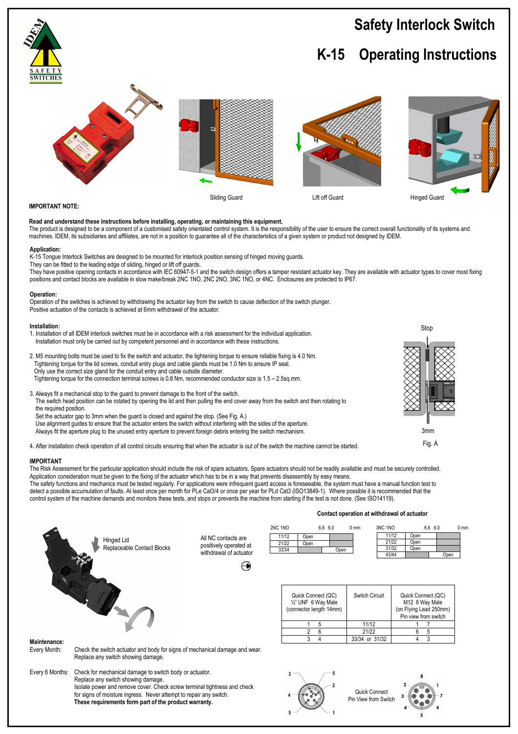# Safety Interlock Switch

# K-15 Operating Instructions

Sliding Guard

Lift off Guard

Hinged Guard

**IMPORTANT NOTE:**

**Read and understand these instructions before installing, operating, or maintaining this equipment.**
The product is designed to be a component of a customised safety orientated control system. It is the responsibility of the user to ensure the correct overall functionality of its systems and machines. IDEM, its subsidiaries and affiliates, are not in a position to guarantee all of the characteristics of a given system or product not designed by IDEM.

**Application:**
K-15 Tongue Interlock Switches are designed to be mounted for interlock position sensing of hinged moving guards.
They can be fitted to the leading edge of sliding, hinged or lift off guards.
They have positive opening contacts in accordance with IEC 60947-5-1 and the switch design offers a tamper resistant actuator key. They are available with actuator types to cover most fixing positions and contact blocks are available in slow make/break 2NC 1NO, 2NC 2NO, 3NC 1NO, or 4NC. Enclosures are protected to IP67.

**Operation:**
Operation of the switches is achieved by withdrawing the actuator key from the switch to cause deflection of the switch plunger.
Positive actuation of the contacts is achieved at 6mm withdrawal of the actuator.

**Installation:**

1. Installation of all IDEM interlock switches must be in accordance with a risk assessment for the individual application.
   Installation must only be carried out by competent personnel and in accordance with these instructions.

2. M5 mounting bolts must be used to fix the switch and actuator, the tightening torque to ensure reliable fixing is 4.0 Nm.
   Tightening torque for the lid screws, conduit entry plugs and cable glands must be 1.0 Nm to ensure IP seal.
   Only use the correct size gland for the conduit entry and cable outside diameter.
   Tightening torque for the connection terminal screws is 0.8 Nm, recommended conductor size is 1.5 – 2.5sq.mm.

3. Always fit a mechanical stop to the guard to prevent damage to the front of the switch.
   The switch head position can be rotated by opening the lid and then pulling the end cover away from the switch and then rotating to the required position.
   Set the actuator gap to 3mm when the guard is closed and against the stop. (See Fig. A.)
   Use alignment guides to ensure that the actuator enters the switch without interfering with the sides of the aperture.
   Always fit the aperture plug to the unused entry aperture to prevent foreign debris entering the switch mechanism.

4. After installation check operation of all control circuits ensuring that when the actuator is out of the switch the machine cannot be started.

Stop

3mm

Fig. A

**IMPORTANT**
The Risk Assessment for the particular application should include the risk of spare actuators. Spare actuators should not be readily available and must be securely controlled.
Application consideration must be given to the fixing of the actuator which has to be in a way that prevents disassembly by easy means.
The safety functions and mechanics must be tested regularly. For applications were infrequent guard access is foreseeable, the system must have a manual function test to detect a possible accumulation of faults. At least once per month for PLe Cat3/4 or once per year for PLd Cat3 (ISO13849-1). Where possible it is recommended that the control system of the machine demands and monitors these tests, and stops or prevents the machine from starting if the test is not done. (See ISO14119).

Hinged Lid
Replaceable Contact Blocks

All NC contacts are positively operated at withdrawal of actuator

**Contact operation at withdrawal of actuator**

| 2NC 1NO | 6.8 6.0 | 0 mm |
|---|---|---|
| 11/12 | Open | |
| 21/22 | Open | |
| 33/34 | | Open |

| 3NC 1NO | 6.8 6.0 | 0 mm |
|---|---|---|
| 11/12 | Open | |
| 21/22 | Open | |
| 31/32 | Open | |
| 43/44 | | Open |

| Quick Connect (QC) ½" UNF 6 Way Male (connector length 14mm) | Switch Circuit | Quick Connect (QC) M12 8 Way Male (on Flying Lead 250mm) Pin view from switch |
|---|---|---|
| 1 5 | 11/12 | 1 7 |
| 2 6 | 21/22 | 6 5 |
| 3 4 | 33/34 or 31/32 | 4 3 |

Quick Connect
Pin View from Switch

**Maintenance:**

Every Month: Check the switch actuator and body for signs of mechanical damage and wear. Replace any switch showing damage.

Every 6 Months: Check for mechanical damage to switch body or actuator. Replace any switch showing damage. Isolate power and remove cover. Check screw terminal tightness and check for signs of moisture ingress. Never attempt to repair any switch. **These requirements form part of the product warranty.**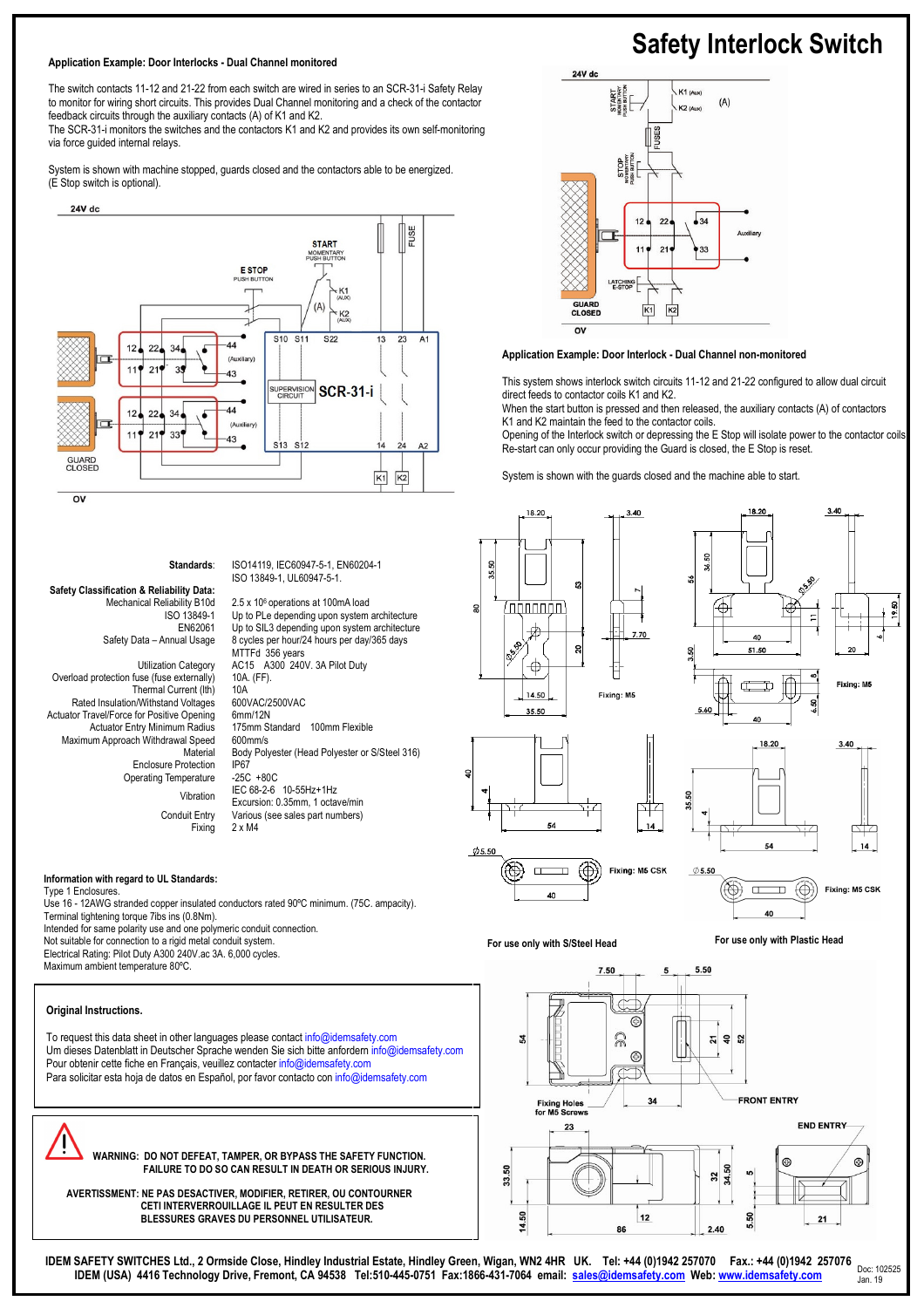# Safety Interlock Switch

**Application Example: Door Interlocks - Dual Channel monitored**

The switch contacts 11-12 and 21-22 from each switch are wired in series to an SCR-31-i Safety Relay to monitor for wiring short circuits. This provides Dual Channel monitoring and a check of the contactor feedback circuits through the auxiliary contacts (A) of K1 and K2.
The SCR-31-i monitors the switches and the contactors K1 and K2 and provides its own self-monitoring via force guided internal relays.

System is shown with machine stopped, guards closed and the contactors able to be energized.
(E Stop switch is optional).

24V dc
START MOMENTARY PUSH BUTTON
E STOP PUSH BUTTON
K1 (AUX)
K2 (AUX)
(A)
FUSE
12 22 34 44
11 21 33 43
(Auxiliary)
S10 S11 S22 13 23 A1
SUPERVISION CIRCUIT
SCR-31-i
S13 S12 14 24 A2
GUARD CLOSED
K1 K2
OV

24V dc
START MOMENTARY PUSH BUTTON
K1 (Aux)
K2 (Aux)
(A)
FUSES
STOP MOMENTARY PUSH BUTTON
12 22 34
11 21 33
Auxiliary
LATCHING E-STOP
GUARD CLOSED
K1 K2
OV

**Application Example: Door Interlock - Dual Channel non-monitored**

This system shows interlock switch circuits 11-12 and 21-22 configured to allow dual circuit direct feeds to contactor coils K1 and K2.
When the start button is pressed and then released, the auxiliary contacts (A) of contactors K1 and K2 maintain the feed to the contactor coils.
Opening of the Interlock switch or depressing the E Stop will isolate power to the contactor coils.
Re-start can only occur providing the Guard is closed, the E Stop is reset.

System is shown with the guards closed and the machine able to start.

| | |
|---|---|
| **Standards**: | ISO14119, IEC60947-5-1, EN60204-1<br>ISO 13849-1, UL60947-5-1. |
| **Safety Classification & Reliability Data:** | |
| Mechanical Reliability B10d | 2.5 x 10⁶ operations at 100mA load |
| ISO 13849-1 | Up to PLe depending upon system architecture |
| EN62061 | Up to SIL3 depending upon system architecture |
| Safety Data – Annual Usage | 8 cycles per hour/24 hours per day/365 days<br>MTTFd 356 years |
| Utilization Category | AC15 A300 240V. 3A Pilot Duty |
| Overload protection fuse (fuse externally) | 10A. (FF). |
| Thermal Current (Ith) | 10A |
| Rated Insulation/Withstand Voltages | 600VAC/2500VAC |
| Actuator Travel/Force for Positive Opening | 6mm/12N |
| Actuator Entry Minimum Radius | 175mm Standard 100mm Flexible |
| Maximum Approach Withdrawal Speed | 600mm/s |
| Material | Body Polyester (Head Polyester or S/Steel 316) |
| Enclosure Protection | IP67 |
| Operating Temperature | -25C +80C |
| Vibration | IEC 68-2-6 10-55Hz+1Hz<br>Excursion: 0.35mm, 1 octave/min |
| Conduit Entry | Various (see sales part numbers) |
| Fixing | 2 x M4 |

18.20
3.40
35.50
53
80
7
7.70
Ø5.50
20
14.50
35.50
Fixing: M5
34.50
56
Ø5.50
11
19.50
6
40
51.50
20
3.50
8
Fixing: M5
5.60
6.50
40
40
4
54
14
18.20
3.40
35.50
4
54
14
Ø5.50
Fixing: M5 CSK
40
Ø5.50
Fixing: M5 CSK
40

For use only with S/Steel Head

For use only with Plastic Head

**Information with regard to UL Standards:**
Type 1 Enclosures.
Use 16 - 12AWG stranded copper insulated conductors rated 90ºC minimum. (75C. ampacity).
Terminal tightening torque 7lbs ins (0.8Nm).
Intended for same polarity use and one polymeric conduit connection.
Not suitable for connection to a rigid metal conduit system.
Electrical Rating: Pilot Duty A300 240V.ac 3A. 6,000 cycles.
Maximum ambient temperature 80ºC.

7.50
5
5.50
54
21
40
52
Fixing Holes for M5 Screws
34
FRONT ENTRY
23
END ENTRY
33.50
32
34.50
5
14.50
12
86
2.40
5.50
21

**Original Instructions.**

To request this data sheet in other languages please contact info@idemsafety.com
Um dieses Datenblatt in Deutscher Sprache wenden Sie sich bitte anfordern info@idemsafety.com
Pour obtenir cette fiche en Français, veuillez contacter info@idemsafety.com
Para solicitar esta hoja de datos en Español, por favor contacto con info@idemsafety.com

**WARNING: DO NOT DEFEAT, TAMPER, OR BYPASS THE SAFETY FUNCTION. FAILURE TO DO SO CAN RESULT IN DEATH OR SERIOUS INJURY.**

**AVERTISSMENT: NE PAS DESACTIVER, MODIFIER, RETIRER, OU CONTOURNER CETI INTERVERROUILLAGE IL PEUT EN RESULTER DES BLESSURES GRAVES DU PERSONNEL UTILISATEUR.**

**IDEM SAFETY SWITCHES Ltd., 2 Ormside Close, Hindley Industrial Estate, Hindley Green, Wigan, WN2 4HR UK. Tel: +44 (0)1942 257070 Fax.: +44 (0)1942 257076**
**IDEM (USA) 4416 Technology Drive, Fremont, CA 94538 Tel:510-445-0751 Fax:1866-431-7064 email: sales@idemsafety.com Web: www.idemsafety.com**

Doc: 102525
Jan. 19